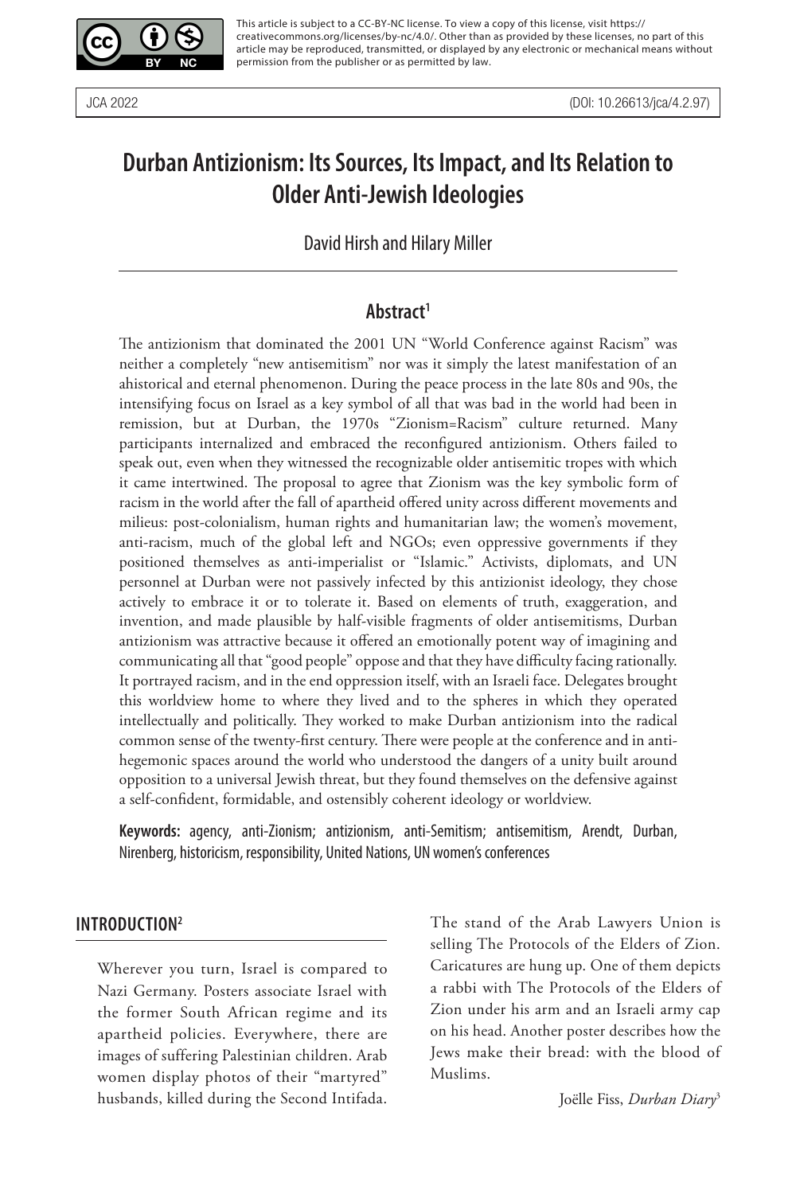This article is subject to a CC-BY-NC license. To view a copy of this license, visit https://creativecommons.org/licenses/by-nc/4.0/. Other than as provided by these licenses, no part of this article may be reproduced, transmitted, or displayed by any electronic or mechanical means without permission from the publisher or as permitted by law.

JCA 2022 (DOI: 10.26613/jca/4.2.97)

# Durban Antizionism: Its Sources, Its Impact, and Its Relation to Older Anti-Jewish Ideologies

David Hirsh and Hilary Miller

## Abstract[1]

The antizionism that dominated the 2001 UN "World Conference against Racism" was neither a completely "new antisemitism" nor was it simply the latest manifestation of an ahistorical and eternal phenomenon. During the peace process in the late 80s and 90s, the intensifying focus on Israel as a key symbol of all that was bad in the world had been in remission, but at Durban, the 1970s "Zionism=Racism" culture returned. Many participants internalized and embraced the reconfigured antizionism. Others failed to speak out, even when they witnessed the recognizable older antisemitic tropes with which it came intertwined. The proposal to agree that Zionism was the key symbolic form of racism in the world after the fall of apartheid offered unity across different movements and milieus: post-colonialism, human rights and humanitarian law; the women's movement, anti-racism, much of the global left and NGOs; even oppressive governments if they positioned themselves as anti-imperialist or "Islamic." Activists, diplomats, and UN personnel at Durban were not passively infected by this antizionist ideology, they chose actively to embrace it or to tolerate it. Based on elements of truth, exaggeration, and invention, and made plausible by half-visible fragments of older antisemitisms, Durban antizionism was attractive because it offered an emotionally potent way of imagining and communicating all that "good people" oppose and that they have difficulty facing rationally. It portrayed racism, and in the end oppression itself, with an Israeli face. Delegates brought this worldview home to where they lived and to the spheres in which they operated intellectually and politically. They worked to make Durban antizionism into the radical common sense of the twenty-first century. There were people at the conference and in anti-hegemonic spaces around the world who understood the dangers of a unity built around opposition to a universal Jewish threat, but they found themselves on the defensive against a self-confident, formidable, and ostensibly coherent ideology or worldview.

**Keywords:** agency, anti-Zionism; antizionism, anti-Semitism; antisemitism, Arendt, Durban, Nirenberg, historicism, responsibility, United Nations, UN women's conferences

## INTRODUCTION[2]

> Wherever you turn, Israel is compared to Nazi Germany. Posters associate Israel with the former South African regime and its apartheid policies. Everywhere, there are images of suffering Palestinian children. Arab women display photos of their "martyred" husbands, killed during the Second Intifada. The stand of the Arab Lawyers Union is selling The Protocols of the Elders of Zion. Caricatures are hung up. One of them depicts a rabbi with The Protocols of the Elders of Zion under his arm and an Israeli army cap on his head. Another poster describes how the Jews make their bread: with the blood of Muslims.
>
> Joëlle Fiss, *Durban Diary*[3]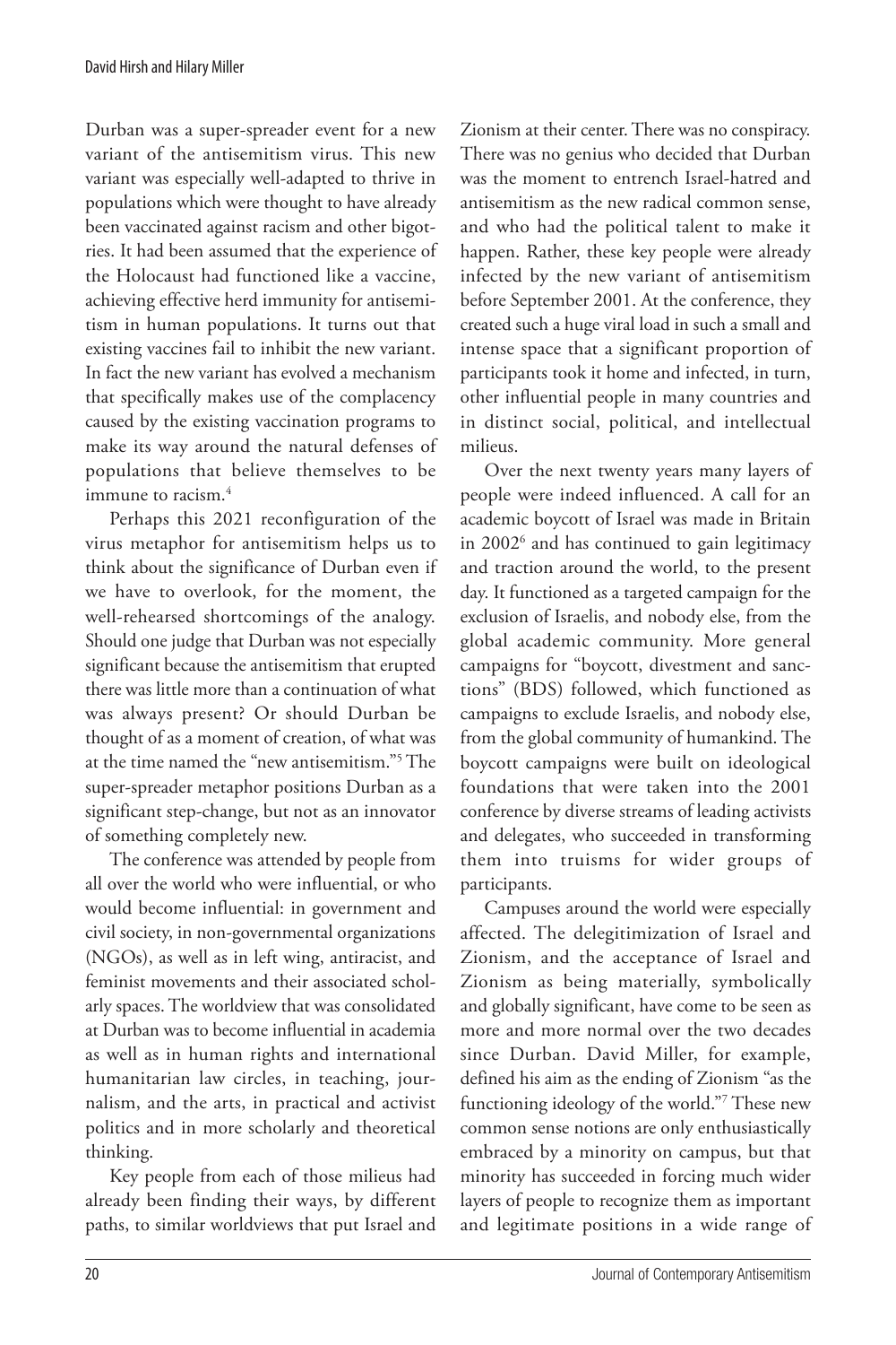Durban was a super-spreader event for a new variant of the antisemitism virus. This new variant was especially well-adapted to thrive in populations which were thought to have already been vaccinated against racism and other bigotries. It had been assumed that the experience of the Holocaust had functioned like a vaccine, achieving effective herd immunity for antisemitism in human populations. It turns out that existing vaccines fail to inhibit the new variant. In fact the new variant has evolved a mechanism that specifically makes use of the complacency caused by the existing vaccination programs to make its way around the natural defenses of populations that believe themselves to be immune to racism.[4]

Perhaps this 2021 reconfiguration of the virus metaphor for antisemitism helps us to think about the significance of Durban even if we have to overlook, for the moment, the well-rehearsed shortcomings of the analogy. Should one judge that Durban was not especially significant because the antisemitism that erupted there was little more than a continuation of what was always present? Or should Durban be thought of as a moment of creation, of what was at the time named the "new antisemitism."[5] The super-spreader metaphor positions Durban as a significant step-change, but not as an innovator of something completely new.

The conference was attended by people from all over the world who were influential, or who would become influential: in government and civil society, in non-governmental organizations (NGOs), as well as in left wing, antiracist, and feminist movements and their associated scholarly spaces. The worldview that was consolidated at Durban was to become influential in academia as well as in human rights and international humanitarian law circles, in teaching, journalism, and the arts, in practical and activist politics and in more scholarly and theoretical thinking.

Key people from each of those milieus had already been finding their ways, by different paths, to similar worldviews that put Israel and Zionism at their center. There was no conspiracy. There was no genius who decided that Durban was the moment to entrench Israel-hatred and antisemitism as the new radical common sense, and who had the political talent to make it happen. Rather, these key people were already infected by the new variant of antisemitism before September 2001. At the conference, they created such a huge viral load in such a small and intense space that a significant proportion of participants took it home and infected, in turn, other influential people in many countries and in distinct social, political, and intellectual milieus.

Over the next twenty years many layers of people were indeed influenced. A call for an academic boycott of Israel was made in Britain in 2002[6] and has continued to gain legitimacy and traction around the world, to the present day. It functioned as a targeted campaign for the exclusion of Israelis, and nobody else, from the global academic community. More general campaigns for "boycott, divestment and sanctions" (BDS) followed, which functioned as campaigns to exclude Israelis, and nobody else, from the global community of humankind. The boycott campaigns were built on ideological foundations that were taken into the 2001 conference by diverse streams of leading activists and delegates, who succeeded in transforming them into truisms for wider groups of participants.

Campuses around the world were especially affected. The delegitimization of Israel and Zionism, and the acceptance of Israel and Zionism as being materially, symbolically and globally significant, have come to be seen as more and more normal over the two decades since Durban. David Miller, for example, defined his aim as the ending of Zionism "as the functioning ideology of the world."[7] These new common sense notions are only enthusiastically embraced by a minority on campus, but that minority has succeeded in forcing much wider layers of people to recognize them as important and legitimate positions in a wide range of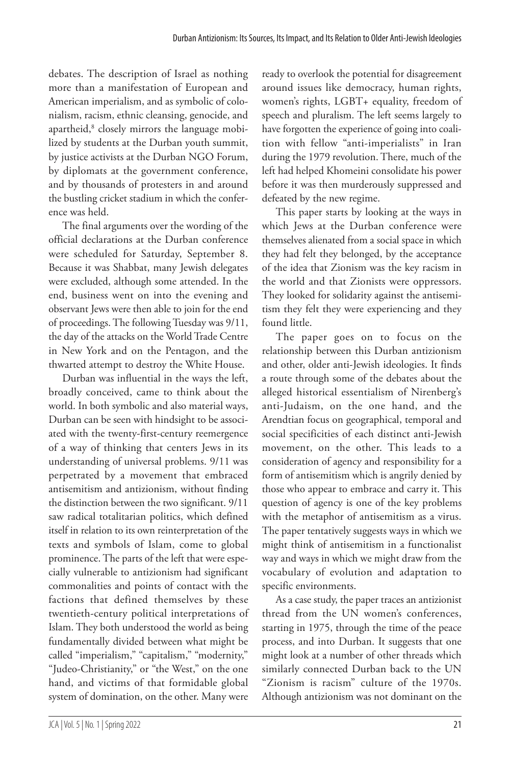debates. The description of Israel as nothing more than a manifestation of European and American imperialism, and as symbolic of colonialism, racism, ethnic cleansing, genocide, and apartheid,[8] closely mirrors the language mobilized by students at the Durban youth summit, by justice activists at the Durban NGO Forum, by diplomats at the government conference, and by thousands of protesters in and around the bustling cricket stadium in which the conference was held.

The final arguments over the wording of the official declarations at the Durban conference were scheduled for Saturday, September 8. Because it was Shabbat, many Jewish delegates were excluded, although some attended. In the end, business went on into the evening and observant Jews were then able to join for the end of proceedings. The following Tuesday was 9/11, the day of the attacks on the World Trade Centre in New York and on the Pentagon, and the thwarted attempt to destroy the White House.

Durban was influential in the ways the left, broadly conceived, came to think about the world. In both symbolic and also material ways, Durban can be seen with hindsight to be associated with the twenty-first-century reemergence of a way of thinking that centers Jews in its understanding of universal problems. 9/11 was perpetrated by a movement that embraced antisemitism and antizionism, without finding the distinction between the two significant. 9/11 saw radical totalitarian politics, which defined itself in relation to its own reinterpretation of the texts and symbols of Islam, come to global prominence. The parts of the left that were especially vulnerable to antizionism had significant commonalities and points of contact with the factions that defined themselves by these twentieth-century political interpretations of Islam. They both understood the world as being fundamentally divided between what might be called "imperialism," "capitalism," "modernity," "Judeo-Christianity," or "the West," on the one hand, and victims of that formidable global system of domination, on the other. Many were ready to overlook the potential for disagreement around issues like democracy, human rights, women's rights, LGBT+ equality, freedom of speech and pluralism. The left seems largely to have forgotten the experience of going into coalition with fellow "anti-imperialists" in Iran during the 1979 revolution. There, much of the left had helped Khomeini consolidate his power before it was then murderously suppressed and defeated by the new regime.

This paper starts by looking at the ways in which Jews at the Durban conference were themselves alienated from a social space in which they had felt they belonged, by the acceptance of the idea that Zionism was the key racism in the world and that Zionists were oppressors. They looked for solidarity against the antisemitism they felt they were experiencing and they found little.

The paper goes on to focus on the relationship between this Durban antizionism and other, older anti-Jewish ideologies. It finds a route through some of the debates about the alleged historical essentialism of Nirenberg's anti-Judaism, on the one hand, and the Arendtian focus on geographical, temporal and social specificities of each distinct anti-Jewish movement, on the other. This leads to a consideration of agency and responsibility for a form of antisemitism which is angrily denied by those who appear to embrace and carry it. This question of agency is one of the key problems with the metaphor of antisemitism as a virus. The paper tentatively suggests ways in which we might think of antisemitism in a functionalist way and ways in which we might draw from the vocabulary of evolution and adaptation to specific environments.

As a case study, the paper traces an antizionist thread from the UN women's conferences, starting in 1975, through the time of the peace process, and into Durban. It suggests that one might look at a number of other threads which similarly connected Durban back to the UN "Zionism is racism" culture of the 1970s. Although antizionism was not dominant on the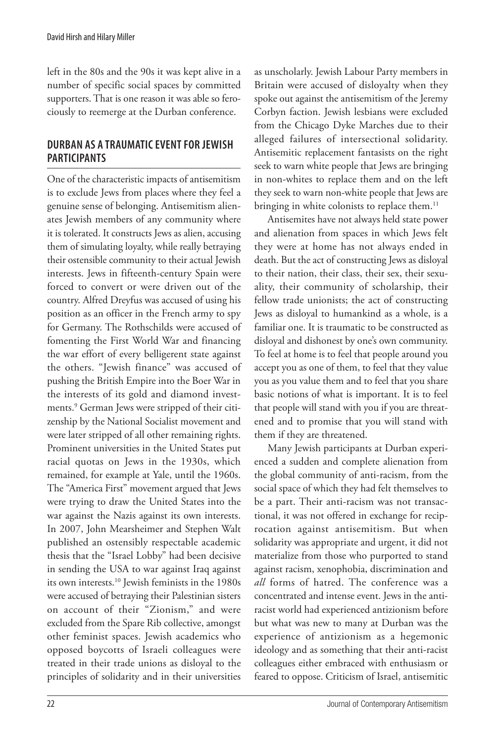left in the 80s and the 90s it was kept alive in a number of specific social spaces by committed supporters. That is one reason it was able so ferociously to reemerge at the Durban conference.

## DURBAN AS A TRAUMATIC EVENT FOR JEWISH PARTICIPANTS

One of the characteristic impacts of antisemitism is to exclude Jews from places where they feel a genuine sense of belonging. Antisemitism alienates Jewish members of any community where it is tolerated. It constructs Jews as alien, accusing them of simulating loyalty, while really betraying their ostensible community to their actual Jewish interests. Jews in fifteenth-century Spain were forced to convert or were driven out of the country. Alfred Dreyfus was accused of using his position as an officer in the French army to spy for Germany. The Rothschilds were accused of fomenting the First World War and financing the war effort of every belligerent state against the others. "Jewish finance" was accused of pushing the British Empire into the Boer War in the interests of its gold and diamond investments.[9] German Jews were stripped of their citizenship by the National Socialist movement and were later stripped of all other remaining rights. Prominent universities in the United States put racial quotas on Jews in the 1930s, which remained, for example at Yale, until the 1960s. The "America First" movement argued that Jews were trying to draw the United States into the war against the Nazis against its own interests. In 2007, John Mearsheimer and Stephen Walt published an ostensibly respectable academic thesis that the "Israel Lobby" had been decisive in sending the USA to war against Iraq against its own interests.[10] Jewish feminists in the 1980s were accused of betraying their Palestinian sisters on account of their "Zionism," and were excluded from the Spare Rib collective, amongst other feminist spaces. Jewish academics who opposed boycotts of Israeli colleagues were treated in their trade unions as disloyal to the principles of solidarity and in their universities as unscholarly. Jewish Labour Party members in Britain were accused of disloyalty when they spoke out against the antisemitism of the Jeremy Corbyn faction. Jewish lesbians were excluded from the Chicago Dyke Marches due to their alleged failures of intersectional solidarity. Antisemitic replacement fantasists on the right seek to warn white people that Jews are bringing in non-whites to replace them and on the left they seek to warn non-white people that Jews are bringing in white colonists to replace them.[11]

Antisemites have not always held state power and alienation from spaces in which Jews felt they were at home has not always ended in death. But the act of constructing Jews as disloyal to their nation, their class, their sex, their sexuality, their community of scholarship, their fellow trade unionists; the act of constructing Jews as disloyal to humankind as a whole, is a familiar one. It is traumatic to be constructed as disloyal and dishonest by one's own community. To feel at home is to feel that people around you accept you as one of them, to feel that they value you as you value them and to feel that you share basic notions of what is important. It is to feel that people will stand with you if you are threatened and to promise that you will stand with them if they are threatened.

Many Jewish participants at Durban experienced a sudden and complete alienation from the global community of anti-racism, from the social space of which they had felt themselves to be a part. Their anti-racism was not transactional, it was not offered in exchange for reciprocation against antisemitism. But when solidarity was appropriate and urgent, it did not materialize from those who purported to stand against racism, xenophobia, discrimination and *all* forms of hatred. The conference was a concentrated and intense event. Jews in the anti-racist world had experienced antizionism before but what was new to many at Durban was the experience of antizionism as a hegemonic ideology and as something that their anti-racist colleagues either embraced with enthusiasm or feared to oppose. Criticism of Israel, antisemitic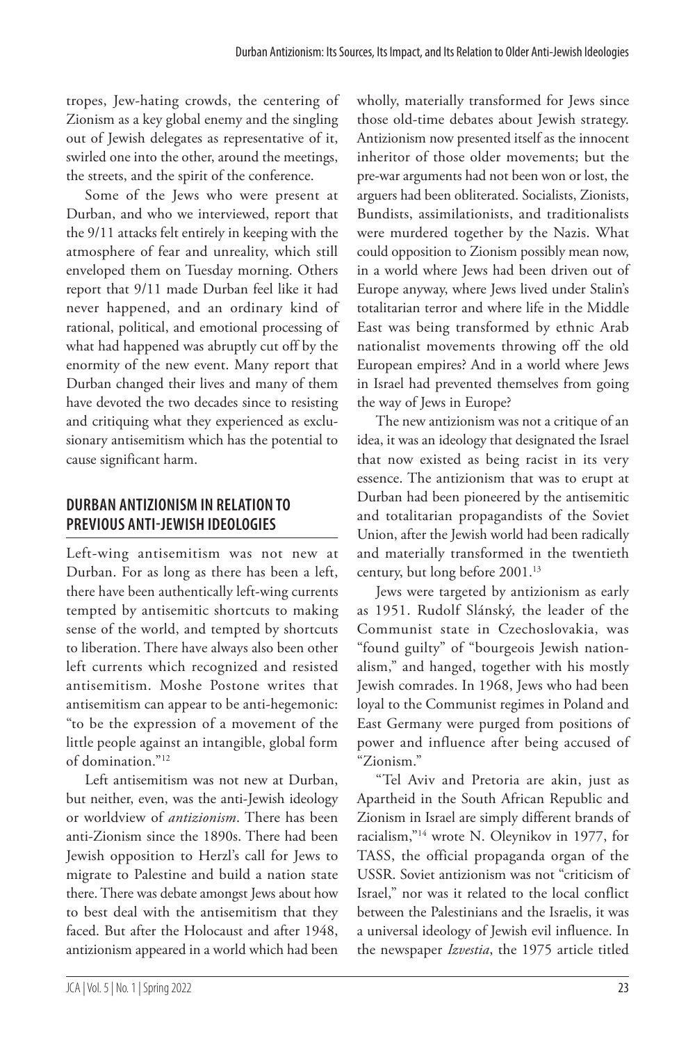tropes, Jew-hating crowds, the centering of Zionism as a key global enemy and the singling out of Jewish delegates as representative of it, swirled one into the other, around the meetings, the streets, and the spirit of the conference.

Some of the Jews who were present at Durban, and who we interviewed, report that the 9/11 attacks felt entirely in keeping with the atmosphere of fear and unreality, which still enveloped them on Tuesday morning. Others report that 9/11 made Durban feel like it had never happened, and an ordinary kind of rational, political, and emotional processing of what had happened was abruptly cut off by the enormity of the new event. Many report that Durban changed their lives and many of them have devoted the two decades since to resisting and critiquing what they experienced as exclusionary antisemitism which has the potential to cause significant harm.

## DURBAN ANTIZIONISM IN RELATION TO PREVIOUS ANTI-JEWISH IDEOLOGIES

Left-wing antisemitism was not new at Durban. For as long as there has been a left, there have been authentically left-wing currents tempted by antisemitic shortcuts to making sense of the world, and tempted by shortcuts to liberation. There have always also been other left currents which recognized and resisted antisemitism. Moshe Postone writes that antisemitism can appear to be anti-hegemonic: "to be the expression of a movement of the little people against an intangible, global form of domination."[12]

Left antisemitism was not new at Durban, but neither, even, was the anti-Jewish ideology or worldview of *antizionism*. There has been anti-Zionism since the 1890s. There had been Jewish opposition to Herzl's call for Jews to migrate to Palestine and build a nation state there. There was debate amongst Jews about how to best deal with the antisemitism that they faced. But after the Holocaust and after 1948, antizionism appeared in a world which had been wholly, materially transformed for Jews since those old-time debates about Jewish strategy. Antizionism now presented itself as the innocent inheritor of those older movements; but the pre-war arguments had not been won or lost, the arguers had been obliterated. Socialists, Zionists, Bundists, assimilationists, and traditionalists were murdered together by the Nazis. What could opposition to Zionism possibly mean now, in a world where Jews had been driven out of Europe anyway, where Jews lived under Stalin's totalitarian terror and where life in the Middle East was being transformed by ethnic Arab nationalist movements throwing off the old European empires? And in a world where Jews in Israel had prevented themselves from going the way of Jews in Europe?

The new antizionism was not a critique of an idea, it was an ideology that designated the Israel that now existed as being racist in its very essence. The antizionism that was to erupt at Durban had been pioneered by the antisemitic and totalitarian propagandists of the Soviet Union, after the Jewish world had been radically and materially transformed in the twentieth century, but long before 2001.[13]

Jews were targeted by antizionism as early as 1951. Rudolf Slánský, the leader of the Communist state in Czechoslovakia, was "found guilty" of "bourgeois Jewish nationalism," and hanged, together with his mostly Jewish comrades. In 1968, Jews who had been loyal to the Communist regimes in Poland and East Germany were purged from positions of power and influence after being accused of "Zionism."

"Tel Aviv and Pretoria are akin, just as Apartheid in the South African Republic and Zionism in Israel are simply different brands of racialism,"[14] wrote N. Oleynikov in 1977, for TASS, the official propaganda organ of the USSR. Soviet antizionism was not "criticism of Israel," nor was it related to the local conflict between the Palestinians and the Israelis, it was a universal ideology of Jewish evil influence. In the newspaper *Izvestia*, the 1975 article titled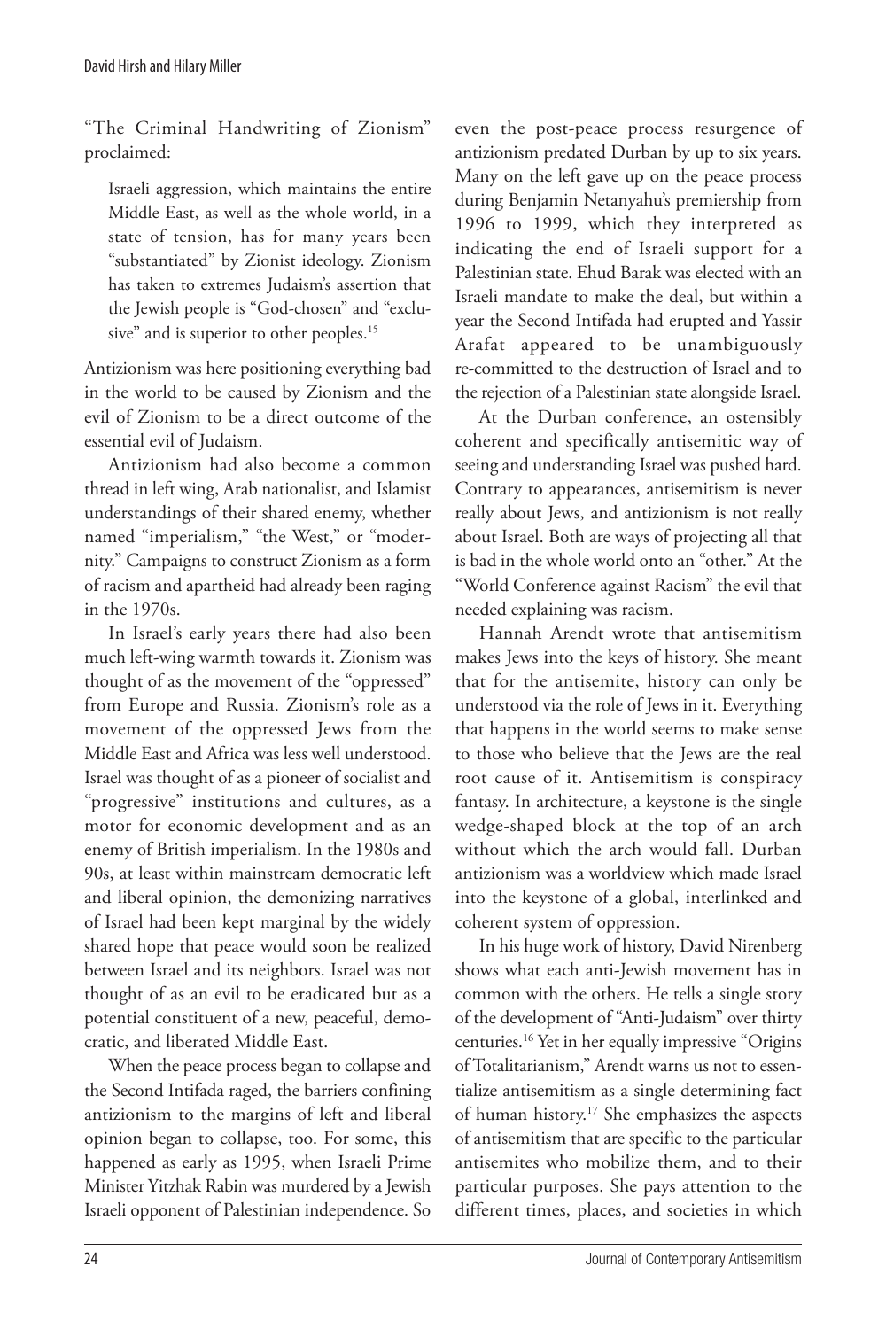"The Criminal Handwriting of Zionism" proclaimed:

> Israeli aggression, which maintains the entire Middle East, as well as the whole world, in a state of tension, has for many years been "substantiated" by Zionist ideology. Zionism has taken to extremes Judaism's assertion that the Jewish people is "God-chosen" and "exclusive" and is superior to other peoples.[15]

Antizionism was here positioning everything bad in the world to be caused by Zionism and the evil of Zionism to be a direct outcome of the essential evil of Judaism.

Antizionism had also become a common thread in left wing, Arab nationalist, and Islamist understandings of their shared enemy, whether named "imperialism," "the West," or "modernity." Campaigns to construct Zionism as a form of racism and apartheid had already been raging in the 1970s.

In Israel's early years there had also been much left-wing warmth towards it. Zionism was thought of as the movement of the "oppressed" from Europe and Russia. Zionism's role as a movement of the oppressed Jews from the Middle East and Africa was less well understood. Israel was thought of as a pioneer of socialist and "progressive" institutions and cultures, as a motor for economic development and as an enemy of British imperialism. In the 1980s and 90s, at least within mainstream democratic left and liberal opinion, the demonizing narratives of Israel had been kept marginal by the widely shared hope that peace would soon be realized between Israel and its neighbors. Israel was not thought of as an evil to be eradicated but as a potential constituent of a new, peaceful, democratic, and liberated Middle East.

When the peace process began to collapse and the Second Intifada raged, the barriers confining antizionism to the margins of left and liberal opinion began to collapse, too. For some, this happened as early as 1995, when Israeli Prime Minister Yitzhak Rabin was murdered by a Jewish Israeli opponent of Palestinian independence. So even the post-peace process resurgence of antizionism predated Durban by up to six years. Many on the left gave up on the peace process during Benjamin Netanyahu's premiership from 1996 to 1999, which they interpreted as indicating the end of Israeli support for a Palestinian state. Ehud Barak was elected with an Israeli mandate to make the deal, but within a year the Second Intifada had erupted and Yassir Arafat appeared to be unambiguously re-committed to the destruction of Israel and to the rejection of a Palestinian state alongside Israel.

At the Durban conference, an ostensibly coherent and specifically antisemitic way of seeing and understanding Israel was pushed hard. Contrary to appearances, antisemitism is never really about Jews, and antizionism is not really about Israel. Both are ways of projecting all that is bad in the whole world onto an "other." At the "World Conference against Racism" the evil that needed explaining was racism.

Hannah Arendt wrote that antisemitism makes Jews into the keys of history. She meant that for the antisemite, history can only be understood via the role of Jews in it. Everything that happens in the world seems to make sense to those who believe that the Jews are the real root cause of it. Antisemitism is conspiracy fantasy. In architecture, a keystone is the single wedge-shaped block at the top of an arch without which the arch would fall. Durban antizionism was a worldview which made Israel into the keystone of a global, interlinked and coherent system of oppression.

In his huge work of history, David Nirenberg shows what each anti-Jewish movement has in common with the others. He tells a single story of the development of "Anti-Judaism" over thirty centuries.[16] Yet in her equally impressive "Origins of Totalitarianism," Arendt warns us not to essentialize antisemitism as a single determining fact of human history.[17] She emphasizes the aspects of antisemitism that are specific to the particular antisemites who mobilize them, and to their particular purposes. She pays attention to the different times, places, and societies in which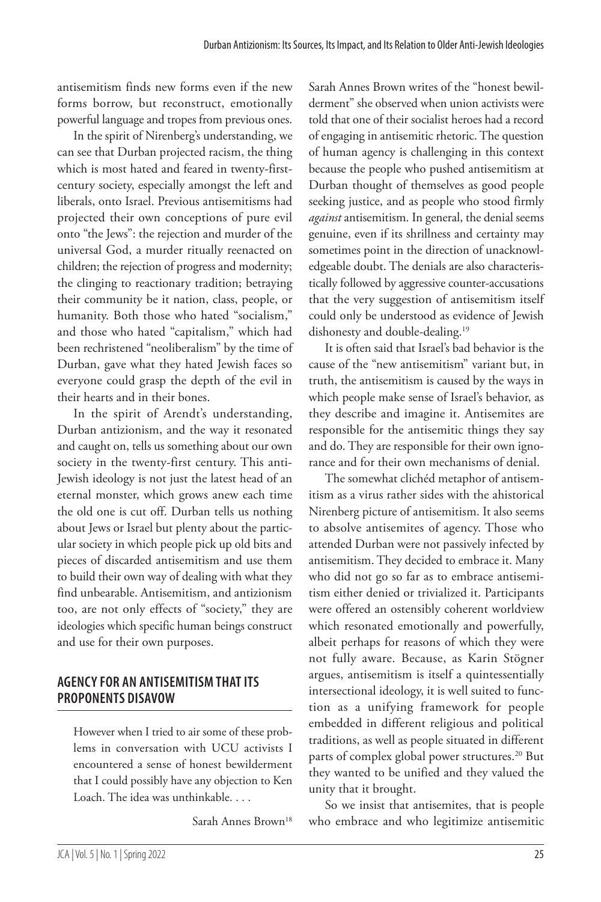antisemitism finds new forms even if the new forms borrow, but reconstruct, emotionally powerful language and tropes from previous ones.

In the spirit of Nirenberg's understanding, we can see that Durban projected racism, the thing which is most hated and feared in twenty-first-century society, especially amongst the left and liberals, onto Israel. Previous antisemitisms had projected their own conceptions of pure evil onto "the Jews": the rejection and murder of the universal God, a murder ritually reenacted on children; the rejection of progress and modernity; the clinging to reactionary tradition; betraying their community be it nation, class, people, or humanity. Both those who hated "socialism," and those who hated "capitalism," which had been rechristened "neoliberalism" by the time of Durban, gave what they hated Jewish faces so everyone could grasp the depth of the evil in their hearts and in their bones.

In the spirit of Arendt's understanding, Durban antizionism, and the way it resonated and caught on, tells us something about our own society in the twenty-first century. This anti-Jewish ideology is not just the latest head of an eternal monster, which grows anew each time the old one is cut off. Durban tells us nothing about Jews or Israel but plenty about the particular society in which people pick up old bits and pieces of discarded antisemitism and use them to build their own way of dealing with what they find unbearable. Antisemitism, and antizionism too, are not only effects of "society," they are ideologies which specific human beings construct and use for their own purposes.

## AGENCY FOR AN ANTISEMITISM THAT ITS PROPONENTS DISAVOW

> However when I tried to air some of these problems in conversation with UCU activists I encountered a sense of honest bewilderment that I could possibly have any objection to Ken Loach. The idea was unthinkable. . . .
>
> Sarah Annes Brown[18]

Sarah Annes Brown writes of the "honest bewilderment" she observed when union activists were told that one of their socialist heroes had a record of engaging in antisemitic rhetoric. The question of human agency is challenging in this context because the people who pushed antisemitism at Durban thought of themselves as good people seeking justice, and as people who stood firmly *against* antisemitism. In general, the denial seems genuine, even if its shrillness and certainty may sometimes point in the direction of unacknowledgeable doubt. The denials are also characteristically followed by aggressive counter-accusations that the very suggestion of antisemitism itself could only be understood as evidence of Jewish dishonesty and double-dealing.[19]

It is often said that Israel's bad behavior is the cause of the "new antisemitism" variant but, in truth, the antisemitism is caused by the ways in which people make sense of Israel's behavior, as they describe and imagine it. Antisemites are responsible for the antisemitic things they say and do. They are responsible for their own ignorance and for their own mechanisms of denial.

The somewhat clichéd metaphor of antisemitism as a virus rather sides with the ahistorical Nirenberg picture of antisemitism. It also seems to absolve antisemites of agency. Those who attended Durban were not passively infected by antisemitism. They decided to embrace it. Many who did not go so far as to embrace antisemitism either denied or trivialized it. Participants were offered an ostensibly coherent worldview which resonated emotionally and powerfully, albeit perhaps for reasons of which they were not fully aware. Because, as Karin Stögner argues, antisemitism is itself a quintessentially intersectional ideology, it is well suited to function as a unifying framework for people embedded in different religious and political traditions, as well as people situated in different parts of complex global power structures.[20] But they wanted to be unified and they valued the unity that it brought.

So we insist that antisemites, that is people who embrace and who legitimize antisemitic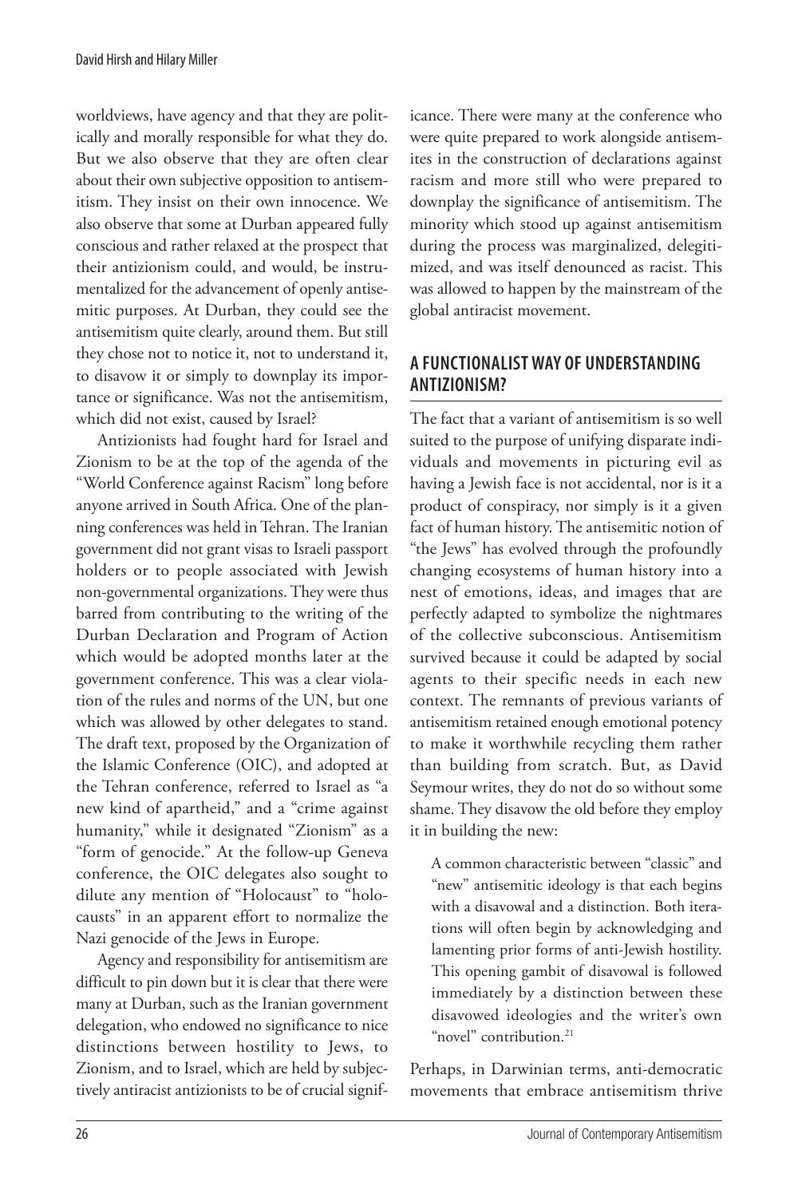worldviews, have agency and that they are politically and morally responsible for what they do. But we also observe that they are often clear about their own subjective opposition to antisemitism. They insist on their own innocence. We also observe that some at Durban appeared fully conscious and rather relaxed at the prospect that their antizionism could, and would, be instrumentalized for the advancement of openly antisemitic purposes. At Durban, they could see the antisemitism quite clearly, around them. But still they chose not to notice it, not to understand it, to disavow it or simply to downplay its importance or significance. Was not the antisemitism, which did not exist, caused by Israel?

Antizionists had fought hard for Israel and Zionism to be at the top of the agenda of the "World Conference against Racism" long before anyone arrived in South Africa. One of the planning conferences was held in Tehran. The Iranian government did not grant visas to Israeli passport holders or to people associated with Jewish non-governmental organizations. They were thus barred from contributing to the writing of the Durban Declaration and Program of Action which would be adopted months later at the government conference. This was a clear violation of the rules and norms of the UN, but one which was allowed by other delegates to stand. The draft text, proposed by the Organization of the Islamic Conference (OIC), and adopted at the Tehran conference, referred to Israel as "a new kind of apartheid," and a "crime against humanity," while it designated "Zionism" as a "form of genocide." At the follow-up Geneva conference, the OIC delegates also sought to dilute any mention of "Holocaust" to "holocausts" in an apparent effort to normalize the Nazi genocide of the Jews in Europe.

Agency and responsibility for antisemitism are difficult to pin down but it is clear that there were many at Durban, such as the Iranian government delegation, who endowed no significance to nice distinctions between hostility to Jews, to Zionism, and to Israel, which are held by subjectively antiracist antizionists to be of crucial significance. There were many at the conference who were quite prepared to work alongside antisemites in the construction of declarations against racism and more still who were prepared to downplay the significance of antisemitism. The minority which stood up against antisemitism during the process was marginalized, delegitimized, and was itself denounced as racist. This was allowed to happen by the mainstream of the global antiracist movement.

## A FUNCTIONALIST WAY OF UNDERSTANDING ANTIZIONISM?

The fact that a variant of antisemitism is so well suited to the purpose of unifying disparate individuals and movements in picturing evil as having a Jewish face is not accidental, nor is it a product of conspiracy, nor simply is it a given fact of human history. The antisemitic notion of "the Jews" has evolved through the profoundly changing ecosystems of human history into a nest of emotions, ideas, and images that are perfectly adapted to symbolize the nightmares of the collective subconscious. Antisemitism survived because it could be adapted by social agents to their specific needs in each new context. The remnants of previous variants of antisemitism retained enough emotional potency to make it worthwhile recycling them rather than building from scratch. But, as David Seymour writes, they do not do so without some shame. They disavow the old before they employ it in building the new:

> A common characteristic between "classic" and "new" antisemitic ideology is that each begins with a disavowal and a distinction. Both iterations will often begin by acknowledging and lamenting prior forms of anti-Jewish hostility. This opening gambit of disavowal is followed immediately by a distinction between these disavowed ideologies and the writer's own "novel" contribution.[21]

Perhaps, in Darwinian terms, anti-democratic movements that embrace antisemitism thrive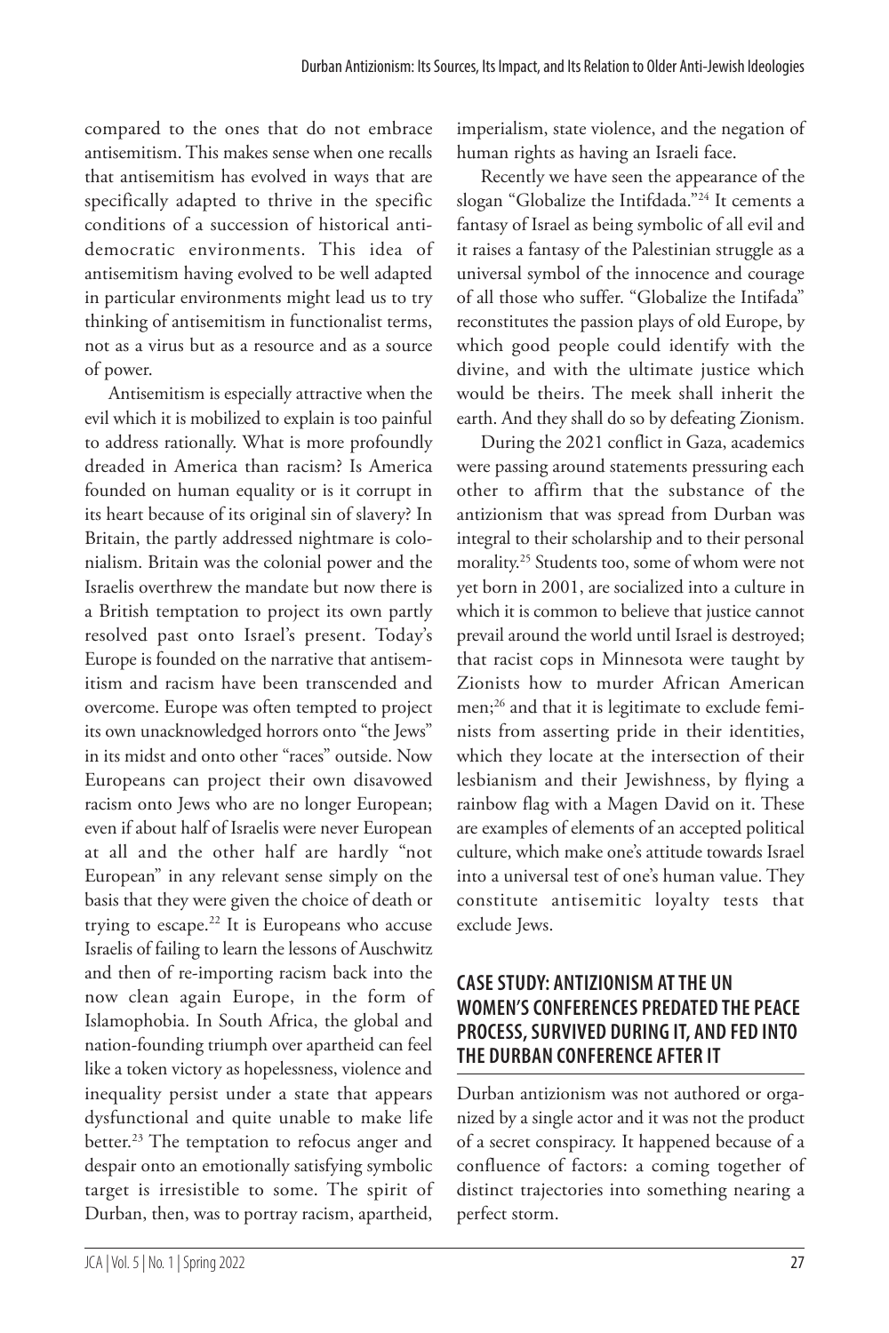compared to the ones that do not embrace antisemitism. This makes sense when one recalls that antisemitism has evolved in ways that are specifically adapted to thrive in the specific conditions of a succession of historical anti-democratic environments. This idea of antisemitism having evolved to be well adapted in particular environments might lead us to try thinking of antisemitism in functionalist terms, not as a virus but as a resource and as a source of power.

Antisemitism is especially attractive when the evil which it is mobilized to explain is too painful to address rationally. What is more profoundly dreaded in America than racism? Is America founded on human equality or is it corrupt in its heart because of its original sin of slavery? In Britain, the partly addressed nightmare is colonialism. Britain was the colonial power and the Israelis overthrew the mandate but now there is a British temptation to project its own partly resolved past onto Israel's present. Today's Europe is founded on the narrative that antisemitism and racism have been transcended and overcome. Europe was often tempted to project its own unacknowledged horrors onto "the Jews" in its midst and onto other "races" outside. Now Europeans can project their own disavowed racism onto Jews who are no longer European; even if about half of Israelis were never European at all and the other half are hardly "not European" in any relevant sense simply on the basis that they were given the choice of death or trying to escape.[22] It is Europeans who accuse Israelis of failing to learn the lessons of Auschwitz and then of re-importing racism back into the now clean again Europe, in the form of Islamophobia. In South Africa, the global and nation-founding triumph over apartheid can feel like a token victory as hopelessness, violence and inequality persist under a state that appears dysfunctional and quite unable to make life better.[23] The temptation to refocus anger and despair onto an emotionally satisfying symbolic target is irresistible to some. The spirit of Durban, then, was to portray racism, apartheid, imperialism, state violence, and the negation of human rights as having an Israeli face.

Recently we have seen the appearance of the slogan "Globalize the Intifdada."[24] It cements a fantasy of Israel as being symbolic of all evil and it raises a fantasy of the Palestinian struggle as a universal symbol of the innocence and courage of all those who suffer. "Globalize the Intifada" reconstitutes the passion plays of old Europe, by which good people could identify with the divine, and with the ultimate justice which would be theirs. The meek shall inherit the earth. And they shall do so by defeating Zionism.

During the 2021 conflict in Gaza, academics were passing around statements pressuring each other to affirm that the substance of the antizionism that was spread from Durban was integral to their scholarship and to their personal morality.[25] Students too, some of whom were not yet born in 2001, are socialized into a culture in which it is common to believe that justice cannot prevail around the world until Israel is destroyed; that racist cops in Minnesota were taught by Zionists how to murder African American men;[26] and that it is legitimate to exclude feminists from asserting pride in their identities, which they locate at the intersection of their lesbianism and their Jewishness, by flying a rainbow flag with a Magen David on it. These are examples of elements of an accepted political culture, which make one's attitude towards Israel into a universal test of one's human value. They constitute antisemitic loyalty tests that exclude Jews.

## CASE STUDY: ANTIZIONISM AT THE UN WOMEN'S CONFERENCES PREDATED THE PEACE PROCESS, SURVIVED DURING IT, AND FED INTO THE DURBAN CONFERENCE AFTER IT

Durban antizionism was not authored or organized by a single actor and it was not the product of a secret conspiracy. It happened because of a confluence of factors: a coming together of distinct trajectories into something nearing a perfect storm.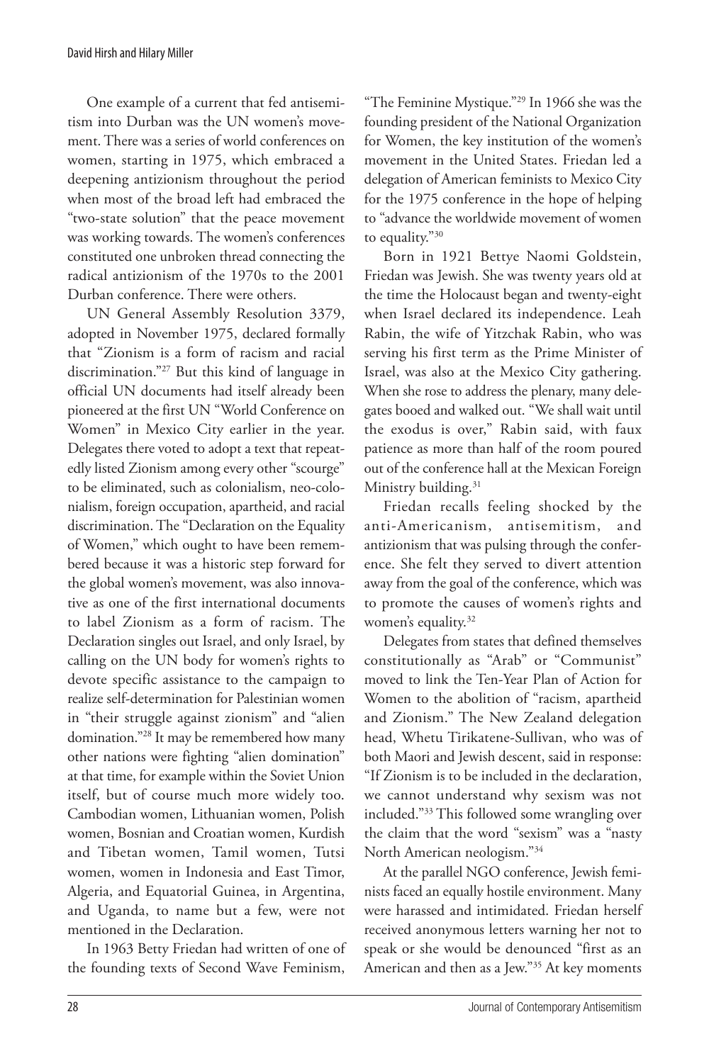One example of a current that fed antisemitism into Durban was the UN women's movement. There was a series of world conferences on women, starting in 1975, which embraced a deepening antizionism throughout the period when most of the broad left had embraced the "two-state solution" that the peace movement was working towards. The women's conferences constituted one unbroken thread connecting the radical antizionism of the 1970s to the 2001 Durban conference. There were others.

UN General Assembly Resolution 3379, adopted in November 1975, declared formally that "Zionism is a form of racism and racial discrimination."[27] But this kind of language in official UN documents had itself already been pioneered at the first UN "World Conference on Women" in Mexico City earlier in the year. Delegates there voted to adopt a text that repeatedly listed Zionism among every other "scourge" to be eliminated, such as colonialism, neo-colonialism, foreign occupation, apartheid, and racial discrimination. The "Declaration on the Equality of Women," which ought to have been remembered because it was a historic step forward for the global women's movement, was also innovative as one of the first international documents to label Zionism as a form of racism. The Declaration singles out Israel, and only Israel, by calling on the UN body for women's rights to devote specific assistance to the campaign to realize self-determination for Palestinian women in "their struggle against zionism" and "alien domination."[28] It may be remembered how many other nations were fighting "alien domination" at that time, for example within the Soviet Union itself, but of course much more widely too. Cambodian women, Lithuanian women, Polish women, Bosnian and Croatian women, Kurdish and Tibetan women, Tamil women, Tutsi women, women in Indonesia and East Timor, Algeria, and Equatorial Guinea, in Argentina, and Uganda, to name but a few, were not mentioned in the Declaration.

In 1963 Betty Friedan had written of one of the founding texts of Second Wave Feminism, "The Feminine Mystique."[29] In 1966 she was the founding president of the National Organization for Women, the key institution of the women's movement in the United States. Friedan led a delegation of American feminists to Mexico City for the 1975 conference in the hope of helping to "advance the worldwide movement of women to equality."[30]

Born in 1921 Bettye Naomi Goldstein, Friedan was Jewish. She was twenty years old at the time the Holocaust began and twenty-eight when Israel declared its independence. Leah Rabin, the wife of Yitzchak Rabin, who was serving his first term as the Prime Minister of Israel, was also at the Mexico City gathering. When she rose to address the plenary, many delegates booed and walked out. "We shall wait until the exodus is over," Rabin said, with faux patience as more than half of the room poured out of the conference hall at the Mexican Foreign Ministry building.[31]

Friedan recalls feeling shocked by the anti-Americanism, antisemitism, and antizionism that was pulsing through the conference. She felt they served to divert attention away from the goal of the conference, which was to promote the causes of women's rights and women's equality.[32]

Delegates from states that defined themselves constitutionally as "Arab" or "Communist" moved to link the Ten-Year Plan of Action for Women to the abolition of "racism, apartheid and Zionism." The New Zealand delegation head, Whetu Tirikatene-Sullivan, who was of both Maori and Jewish descent, said in response: "If Zionism is to be included in the declaration, we cannot understand why sexism was not included."[33] This followed some wrangling over the claim that the word "sexism" was a "nasty North American neologism."[34]

At the parallel NGO conference, Jewish feminists faced an equally hostile environment. Many were harassed and intimidated. Friedan herself received anonymous letters warning her not to speak or she would be denounced "first as an American and then as a Jew."[35] At key moments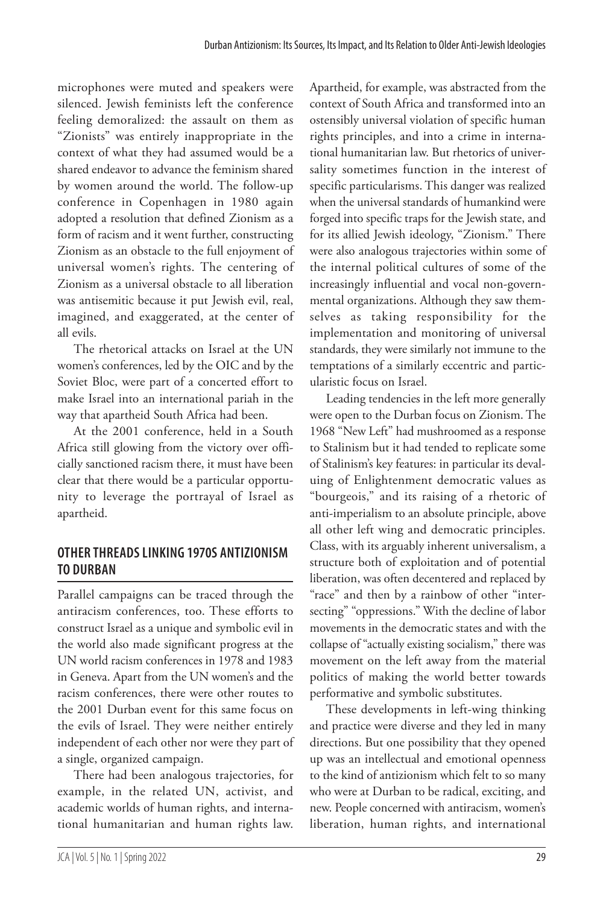microphones were muted and speakers were silenced. Jewish feminists left the conference feeling demoralized: the assault on them as "Zionists" was entirely inappropriate in the context of what they had assumed would be a shared endeavor to advance the feminism shared by women around the world. The follow-up conference in Copenhagen in 1980 again adopted a resolution that defined Zionism as a form of racism and it went further, constructing Zionism as an obstacle to the full enjoyment of universal women's rights. The centering of Zionism as a universal obstacle to all liberation was antisemitic because it put Jewish evil, real, imagined, and exaggerated, at the center of all evils.

The rhetorical attacks on Israel at the UN women's conferences, led by the OIC and by the Soviet Bloc, were part of a concerted effort to make Israel into an international pariah in the way that apartheid South Africa had been.

At the 2001 conference, held in a South Africa still glowing from the victory over officially sanctioned racism there, it must have been clear that there would be a particular opportunity to leverage the portrayal of Israel as apartheid.

## OTHER THREADS LINKING 1970S ANTIZIONISM TO DURBAN

Parallel campaigns can be traced through the antiracism conferences, too. These efforts to construct Israel as a unique and symbolic evil in the world also made significant progress at the UN world racism conferences in 1978 and 1983 in Geneva. Apart from the UN women's and the racism conferences, there were other routes to the 2001 Durban event for this same focus on the evils of Israel. They were neither entirely independent of each other nor were they part of a single, organized campaign.

There had been analogous trajectories, for example, in the related UN, activist, and academic worlds of human rights, and international humanitarian and human rights law. Apartheid, for example, was abstracted from the context of South Africa and transformed into an ostensibly universal violation of specific human rights principles, and into a crime in international humanitarian law. But rhetorics of universality sometimes function in the interest of specific particularisms. This danger was realized when the universal standards of humankind were forged into specific traps for the Jewish state, and for its allied Jewish ideology, "Zionism." There were also analogous trajectories within some of the internal political cultures of some of the increasingly influential and vocal non-governmental organizations. Although they saw themselves as taking responsibility for the implementation and monitoring of universal standards, they were similarly not immune to the temptations of a similarly eccentric and particularistic focus on Israel.

Leading tendencies in the left more generally were open to the Durban focus on Zionism. The 1968 "New Left" had mushroomed as a response to Stalinism but it had tended to replicate some of Stalinism's key features: in particular its devaluing of Enlightenment democratic values as "bourgeois," and its raising of a rhetoric of anti-imperialism to an absolute principle, above all other left wing and democratic principles. Class, with its arguably inherent universalism, a structure both of exploitation and of potential liberation, was often decentered and replaced by "race" and then by a rainbow of other "intersecting" "oppressions." With the decline of labor movements in the democratic states and with the collapse of "actually existing socialism," there was movement on the left away from the material politics of making the world better towards performative and symbolic substitutes.

These developments in left-wing thinking and practice were diverse and they led in many directions. But one possibility that they opened up was an intellectual and emotional openness to the kind of antizionism which felt to so many who were at Durban to be radical, exciting, and new. People concerned with antiracism, women's liberation, human rights, and international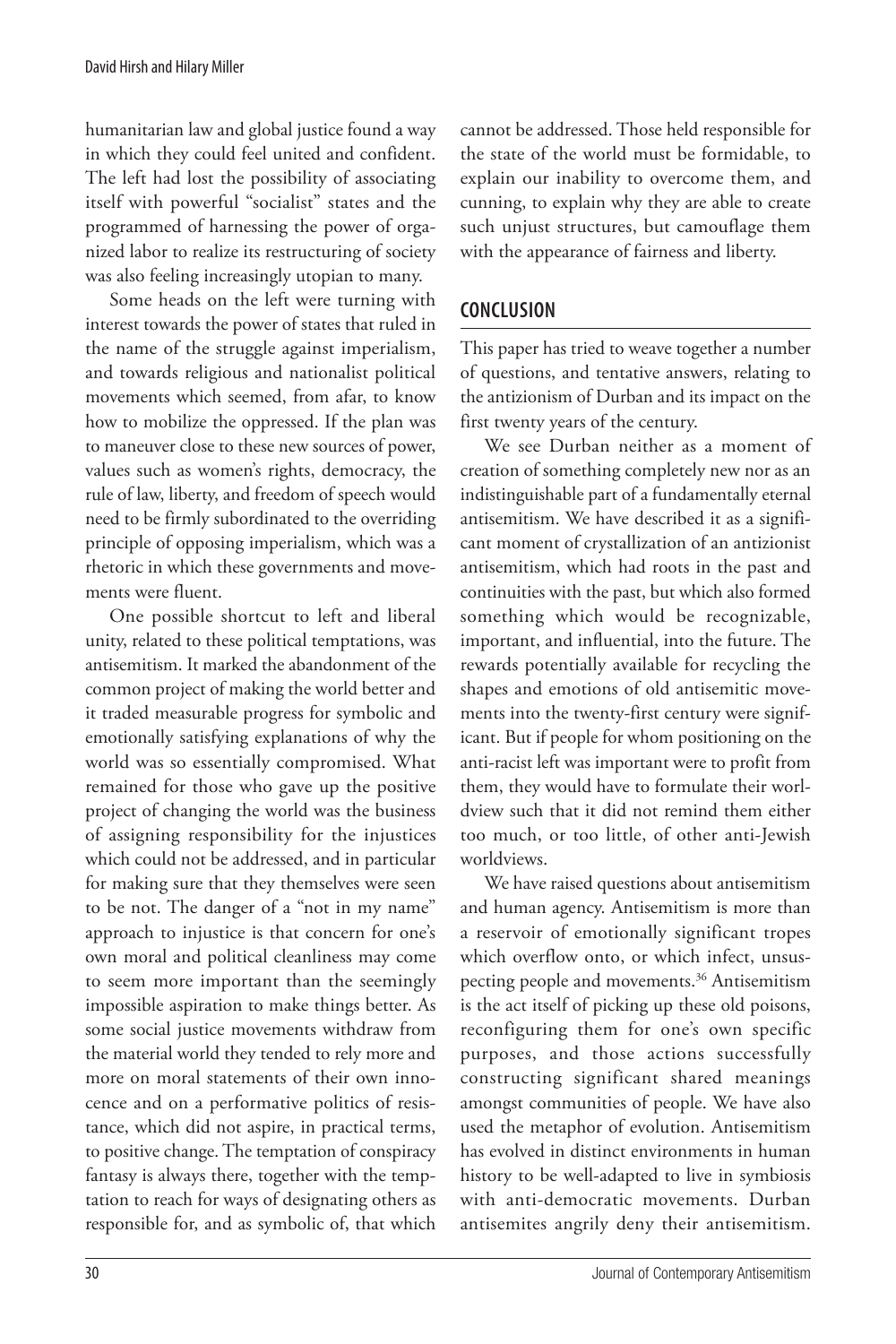humanitarian law and global justice found a way in which they could feel united and confident. The left had lost the possibility of associating itself with powerful "socialist" states and the programmed of harnessing the power of organized labor to realize its restructuring of society was also feeling increasingly utopian to many.

Some heads on the left were turning with interest towards the power of states that ruled in the name of the struggle against imperialism, and towards religious and nationalist political movements which seemed, from afar, to know how to mobilize the oppressed. If the plan was to maneuver close to these new sources of power, values such as women's rights, democracy, the rule of law, liberty, and freedom of speech would need to be firmly subordinated to the overriding principle of opposing imperialism, which was a rhetoric in which these governments and movements were fluent.

One possible shortcut to left and liberal unity, related to these political temptations, was antisemitism. It marked the abandonment of the common project of making the world better and it traded measurable progress for symbolic and emotionally satisfying explanations of why the world was so essentially compromised. What remained for those who gave up the positive project of changing the world was the business of assigning responsibility for the injustices which could not be addressed, and in particular for making sure that they themselves were seen to be not. The danger of a "not in my name" approach to injustice is that concern for one's own moral and political cleanliness may come to seem more important than the seemingly impossible aspiration to make things better. As some social justice movements withdraw from the material world they tended to rely more and more on moral statements of their own innocence and on a performative politics of resistance, which did not aspire, in practical terms, to positive change. The temptation of conspiracy fantasy is always there, together with the temptation to reach for ways of designating others as responsible for, and as symbolic of, that which cannot be addressed. Those held responsible for the state of the world must be formidable, to explain our inability to overcome them, and cunning, to explain why they are able to create such unjust structures, but camouflage them with the appearance of fairness and liberty.

## CONCLUSION

This paper has tried to weave together a number of questions, and tentative answers, relating to the antizionism of Durban and its impact on the first twenty years of the century.

We see Durban neither as a moment of creation of something completely new nor as an indistinguishable part of a fundamentally eternal antisemitism. We have described it as a significant moment of crystallization of an antizionist antisemitism, which had roots in the past and continuities with the past, but which also formed something which would be recognizable, important, and influential, into the future. The rewards potentially available for recycling the shapes and emotions of old antisemitic movements into the twenty-first century were significant. But if people for whom positioning on the anti-racist left was important were to profit from them, they would have to formulate their worldview such that it did not remind them either too much, or too little, of other anti-Jewish worldviews.

We have raised questions about antisemitism and human agency. Antisemitism is more than a reservoir of emotionally significant tropes which overflow onto, or which infect, unsuspecting people and movements.[36] Antisemitism is the act itself of picking up these old poisons, reconfiguring them for one's own specific purposes, and those actions successfully constructing significant shared meanings amongst communities of people. We have also used the metaphor of evolution. Antisemitism has evolved in distinct environments in human history to be well-adapted to live in symbiosis with anti-democratic movements. Durban antisemites angrily deny their antisemitism.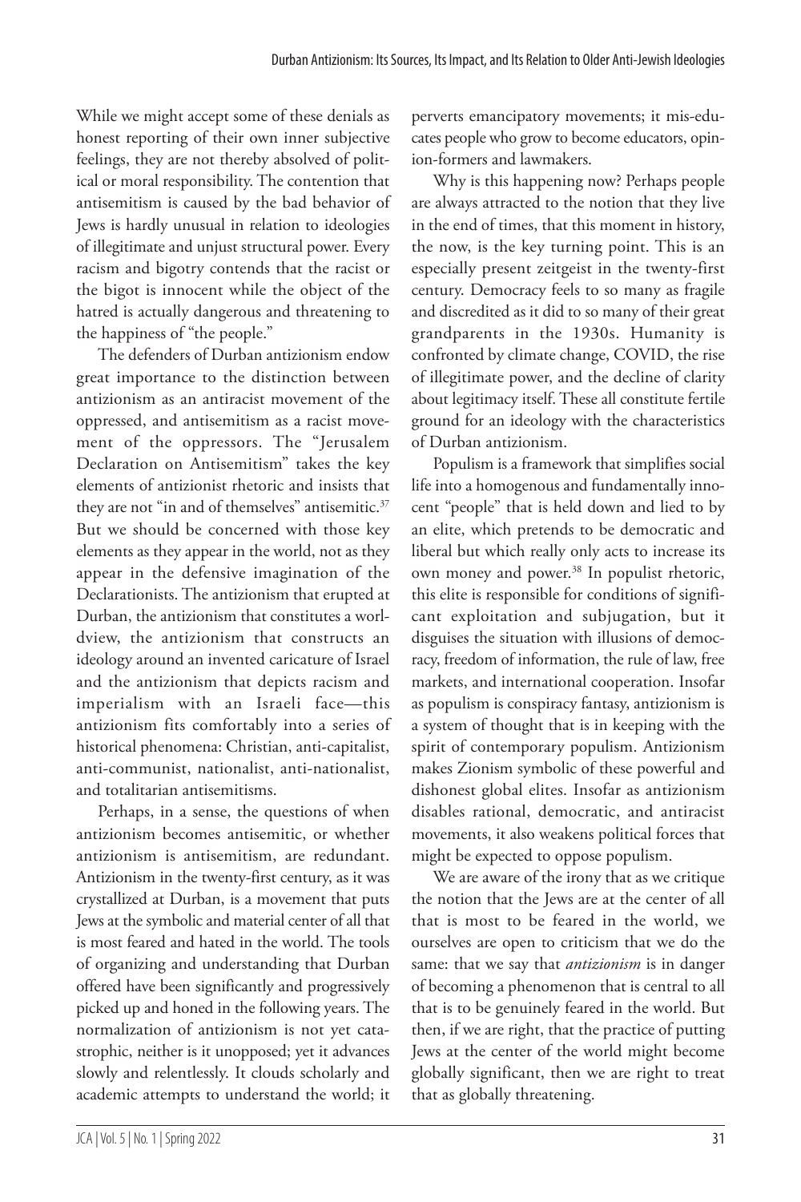While we might accept some of these denials as honest reporting of their own inner subjective feelings, they are not thereby absolved of political or moral responsibility. The contention that antisemitism is caused by the bad behavior of Jews is hardly unusual in relation to ideologies of illegitimate and unjust structural power. Every racism and bigotry contends that the racist or the bigot is innocent while the object of the hatred is actually dangerous and threatening to the happiness of "the people."

The defenders of Durban antizionism endow great importance to the distinction between antizionism as an antiracist movement of the oppressed, and antisemitism as a racist movement of the oppressors. The "Jerusalem Declaration on Antisemitism" takes the key elements of antizionist rhetoric and insists that they are not "in and of themselves" antisemitic.[37] But we should be concerned with those key elements as they appear in the world, not as they appear in the defensive imagination of the Declarationists. The antizionism that erupted at Durban, the antizionism that constitutes a worldview, the antizionism that constructs an ideology around an invented caricature of Israel and the antizionism that depicts racism and imperialism with an Israeli face—this antizionism fits comfortably into a series of historical phenomena: Christian, anti-capitalist, anti-communist, nationalist, anti-nationalist, and totalitarian antisemitisms.

Perhaps, in a sense, the questions of when antizionism becomes antisemitic, or whether antizionism is antisemitism, are redundant. Antizionism in the twenty-first century, as it was crystallized at Durban, is a movement that puts Jews at the symbolic and material center of all that is most feared and hated in the world. The tools of organizing and understanding that Durban offered have been significantly and progressively picked up and honed in the following years. The normalization of antizionism is not yet catastrophic, neither is it unopposed; yet it advances slowly and relentlessly. It clouds scholarly and academic attempts to understand the world; it perverts emancipatory movements; it mis-educates people who grow to become educators, opinion-formers and lawmakers.

Why is this happening now? Perhaps people are always attracted to the notion that they live in the end of times, that this moment in history, the now, is the key turning point. This is an especially present zeitgeist in the twenty-first century. Democracy feels to so many as fragile and discredited as it did to so many of their great grandparents in the 1930s. Humanity is confronted by climate change, COVID, the rise of illegitimate power, and the decline of clarity about legitimacy itself. These all constitute fertile ground for an ideology with the characteristics of Durban antizionism.

Populism is a framework that simplifies social life into a homogenous and fundamentally innocent "people" that is held down and lied to by an elite, which pretends to be democratic and liberal but which really only acts to increase its own money and power.[38] In populist rhetoric, this elite is responsible for conditions of significant exploitation and subjugation, but it disguises the situation with illusions of democracy, freedom of information, the rule of law, free markets, and international cooperation. Insofar as populism is conspiracy fantasy, antizionism is a system of thought that is in keeping with the spirit of contemporary populism. Antizionism makes Zionism symbolic of these powerful and dishonest global elites. Insofar as antizionism disables rational, democratic, and antiracist movements, it also weakens political forces that might be expected to oppose populism.

We are aware of the irony that as we critique the notion that the Jews are at the center of all that is most to be feared in the world, we ourselves are open to criticism that we do the same: that we say that *antizionism* is in danger of becoming a phenomenon that is central to all that is to be genuinely feared in the world. But then, if we are right, that the practice of putting Jews at the center of the world might become globally significant, then we are right to treat that as globally threatening.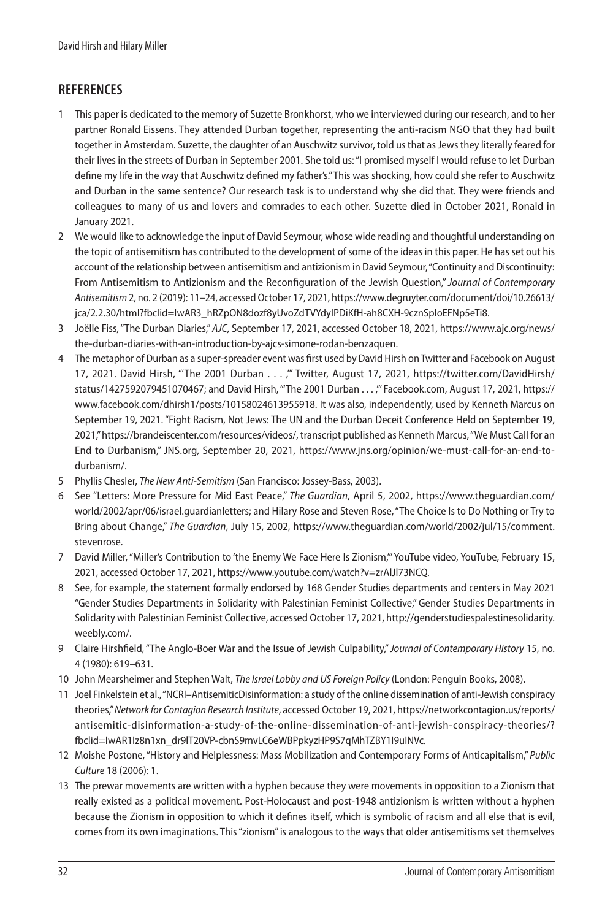## REFERENCES

1. This paper is dedicated to the memory of Suzette Bronkhorst, who we interviewed during our research, and to her partner Ronald Eissens. They attended Durban together, representing the anti-racism NGO that they had built together in Amsterdam. Suzette, the daughter of an Auschwitz survivor, told us that as Jews they literally feared for their lives in the streets of Durban in September 2001. She told us: "I promised myself I would refuse to let Durban define my life in the way that Auschwitz defined my father's." This was shocking, how could she refer to Auschwitz and Durban in the same sentence? Our research task is to understand why she did that. They were friends and colleagues to many of us and lovers and comrades to each other. Suzette died in October 2021, Ronald in January 2021.
2. We would like to acknowledge the input of David Seymour, whose wide reading and thoughtful understanding on the topic of antisemitism has contributed to the development of some of the ideas in this paper. He has set out his account of the relationship between antisemitism and antizionism in David Seymour, "Continuity and Discontinuity: From Antisemitism to Antizionism and the Reconfiguration of the Jewish Question," *Journal of Contemporary Antisemitism* 2, no. 2 (2019): 11–24, accessed October 17, 2021, https://www.degruyter.com/document/doi/10.26613/jca/2.2.30/html?fbclid=IwAR3_hRZpON8dozf8yUvoZdTVYdylPDiKfH-ah8CXH-9cznSpIoEFNp5eTi8.
3. Joëlle Fiss, "The Durban Diaries," *AJC*, September 17, 2021, accessed October 18, 2021, https://www.ajc.org/news/the-durban-diaries-with-an-introduction-by-ajcs-simone-rodan-benzaquen.
4. The metaphor of Durban as a super-spreader event was first used by David Hirsh on Twitter and Facebook on August 17, 2021. David Hirsh, "'The 2001 Durban . . . ,'" Twitter, August 17, 2021, https://twitter.com/DavidHirsh/status/1427592079451070467; and David Hirsh, "'The 2001 Durban . . . ,'" Facebook.com, August 17, 2021, https://www.facebook.com/dhirsh1/posts/10158024613955918. It was also, independently, used by Kenneth Marcus on September 19, 2021. "Fight Racism, Not Jews: The UN and the Durban Deceit Conference Held on September 19, 2021," https://brandeiscenter.com/resources/videos/, transcript published as Kenneth Marcus, "We Must Call for an End to Durbanism," JNS.org, September 20, 2021, https://www.jns.org/opinion/we-must-call-for-an-end-to-durbanism/.
5. Phyllis Chesler, *The New Anti-Semitism* (San Francisco: Jossey-Bass, 2003).
6. See "Letters: More Pressure for Mid East Peace," *The Guardian*, April 5, 2002, https://www.theguardian.com/world/2002/apr/06/israel.guardianletters; and Hilary Rose and Steven Rose, "The Choice Is to Do Nothing or Try to Bring about Change," *The Guardian*, July 15, 2002, https://www.theguardian.com/world/2002/jul/15/comment.stevenrose.
7. David Miller, "Miller's Contribution to 'the Enemy We Face Here Is Zionism,'" YouTube video, YouTube, February 15, 2021, accessed October 17, 2021, https://www.youtube.com/watch?v=zrAlJl73NCQ.
8. See, for example, the statement formally endorsed by 168 Gender Studies departments and centers in May 2021 "Gender Studies Departments in Solidarity with Palestinian Feminist Collective," Gender Studies Departments in Solidarity with Palestinian Feminist Collective, accessed October 17, 2021, http://genderstudiespalestinesolidarity.weebly.com/.
9. Claire Hirshfield, "The Anglo-Boer War and the Issue of Jewish Culpability," *Journal of Contemporary History* 15, no. 4 (1980): 619–631.
10. John Mearsheimer and Stephen Walt, *The Israel Lobby and US Foreign Policy* (London: Penguin Books, 2008).
11. Joel Finkelstein et al., "NCRI–AntisemiticDisinformation: a study of the online dissemination of anti-Jewish conspiracy theories," *Network for Contagion Research Institute*, accessed October 19, 2021, https://networkcontagion.us/reports/antisemitic-disinformation-a-study-of-the-online-dissemination-of-anti-jewish-conspiracy-theories/?fbclid=IwAR1Iz8n1xn_dr9lT20VP-cbnS9mvLC6eWBPpkyzHP9S7qMhTZBY1I9uINVc.
12. Moishe Postone, "History and Helplessness: Mass Mobilization and Contemporary Forms of Anticapitalism," *Public Culture* 18 (2006): 1.
13. The prewar movements are written with a hyphen because they were movements in opposition to a Zionism that really existed as a political movement. Post-Holocaust and post-1948 antizionism is written without a hyphen because the Zionism in opposition to which it defines itself, which is symbolic of racism and all else that is evil, comes from its own imaginations. This "zionism" is analogous to the ways that older antisemitisms set themselves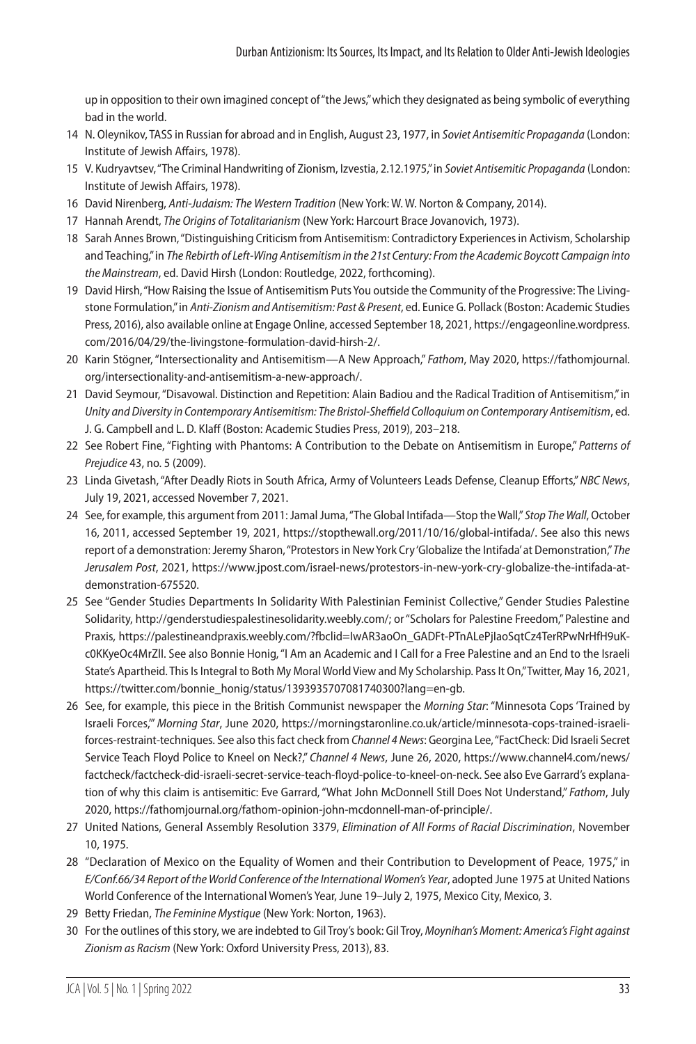up in opposition to their own imagined concept of "the Jews," which they designated as being symbolic of everything bad in the world.

14 N. Oleynikov, TASS in Russian for abroad and in English, August 23, 1977, in *Soviet Antisemitic Propaganda* (London: Institute of Jewish Affairs, 1978).

15 V. Kudryavtsev, "The Criminal Handwriting of Zionism, Izvestia, 2.12.1975," in *Soviet Antisemitic Propaganda* (London: Institute of Jewish Affairs, 1978).

16 David Nirenberg, *Anti-Judaism: The Western Tradition* (New York: W. W. Norton & Company, 2014).

17 Hannah Arendt, *The Origins of Totalitarianism* (New York: Harcourt Brace Jovanovich, 1973).

18 Sarah Annes Brown, "Distinguishing Criticism from Antisemitism: Contradictory Experiences in Activism, Scholarship and Teaching," in *The Rebirth of Left-Wing Antisemitism in the 21st Century: From the Academic Boycott Campaign into the Mainstream*, ed. David Hirsh (London: Routledge, 2022, forthcoming).

19 David Hirsh, "How Raising the Issue of Antisemitism Puts You outside the Community of the Progressive: The Livingstone Formulation," in *Anti-Zionism and Antisemitism: Past & Present*, ed. Eunice G. Pollack (Boston: Academic Studies Press, 2016), also available online at Engage Online, accessed September 18, 2021, https://engageonline.wordpress.com/2016/04/29/the-livingstone-formulation-david-hirsh-2/.

20 Karin Stögner, "Intersectionality and Antisemitism—A New Approach," *Fathom*, May 2020, https://fathomjournal.org/intersectionality-and-antisemitism-a-new-approach/.

21 David Seymour, "Disavowal. Distinction and Repetition: Alain Badiou and the Radical Tradition of Antisemitism," in *Unity and Diversity in Contemporary Antisemitism: The Bristol-Sheffield Colloquium on Contemporary Antisemitism*, ed. J. G. Campbell and L. D. Klaff (Boston: Academic Studies Press, 2019), 203–218.

22 See Robert Fine, "Fighting with Phantoms: A Contribution to the Debate on Antisemitism in Europe," *Patterns of Prejudice* 43, no. 5 (2009).

23 Linda Givetash, "After Deadly Riots in South Africa, Army of Volunteers Leads Defense, Cleanup Efforts," *NBC News*, July 19, 2021, accessed November 7, 2021.

24 See, for example, this argument from 2011: Jamal Juma, "The Global Intifada—Stop the Wall," *Stop The Wall*, October 16, 2011, accessed September 19, 2021, https://stopthewall.org/2011/10/16/global-intifada/. See also this news report of a demonstration: Jeremy Sharon, "Protestors in New York Cry 'Globalize the Intifada' at Demonstration," *The Jerusalem Post*, 2021, https://www.jpost.com/israel-news/protestors-in-new-york-cry-globalize-the-intifada-at-demonstration-675520.

25 See "Gender Studies Departments In Solidarity With Palestinian Feminist Collective," Gender Studies Palestine Solidarity, http://genderstudiespalestinesolidarity.weebly.com/; or "Scholars for Palestine Freedom," Palestine and Praxis, https://palestineandpraxis.weebly.com/?fbclid=IwAR3aoOn_GADFt-PTnALePjIaoSqtCz4TerRPwNrHfH9uK-c0KKyeOc4MrZII. See also Bonnie Honig, "I Am an Academic and I Call for a Free Palestine and an End to the Israeli State's Apartheid. This Is Integral to Both My Moral World View and My Scholarship. Pass It On," Twitter, May 16, 2021, https://twitter.com/bonnie_honig/status/1393935707081740300?lang=en-gb.

26 See, for example, this piece in the British Communist newspaper the *Morning Star*: "Minnesota Cops 'Trained by Israeli Forces,'" *Morning Star*, June 2020, https://morningstaronline.co.uk/article/minnesota-cops-trained-israeli-forces-restraint-techniques. See also this fact check from *Channel 4 News*: Georgina Lee, "FactCheck: Did Israeli Secret Service Teach Floyd Police to Kneel on Neck?," *Channel 4 News*, June 26, 2020, https://www.channel4.com/news/factcheck/factcheck-did-israeli-secret-service-teach-floyd-police-to-kneel-on-neck. See also Eve Garrard's explanation of why this claim is antisemitic: Eve Garrard, "What John McDonnell Still Does Not Understand," *Fathom*, July 2020, https://fathomjournal.org/fathom-opinion-john-mcdonnell-man-of-principle/.

27 United Nations, General Assembly Resolution 3379, *Elimination of All Forms of Racial Discrimination*, November 10, 1975.

28 "Declaration of Mexico on the Equality of Women and their Contribution to Development of Peace, 1975," in *E/Conf.66/34 Report of the World Conference of the International Women's Year*, adopted June 1975 at United Nations World Conference of the International Women's Year, June 19–July 2, 1975, Mexico City, Mexico, 3.

29 Betty Friedan, *The Feminine Mystique* (New York: Norton, 1963).

30 For the outlines of this story, we are indebted to Gil Troy's book: Gil Troy, *Moynihan's Moment: America's Fight against Zionism as Racism* (New York: Oxford University Press, 2013), 83.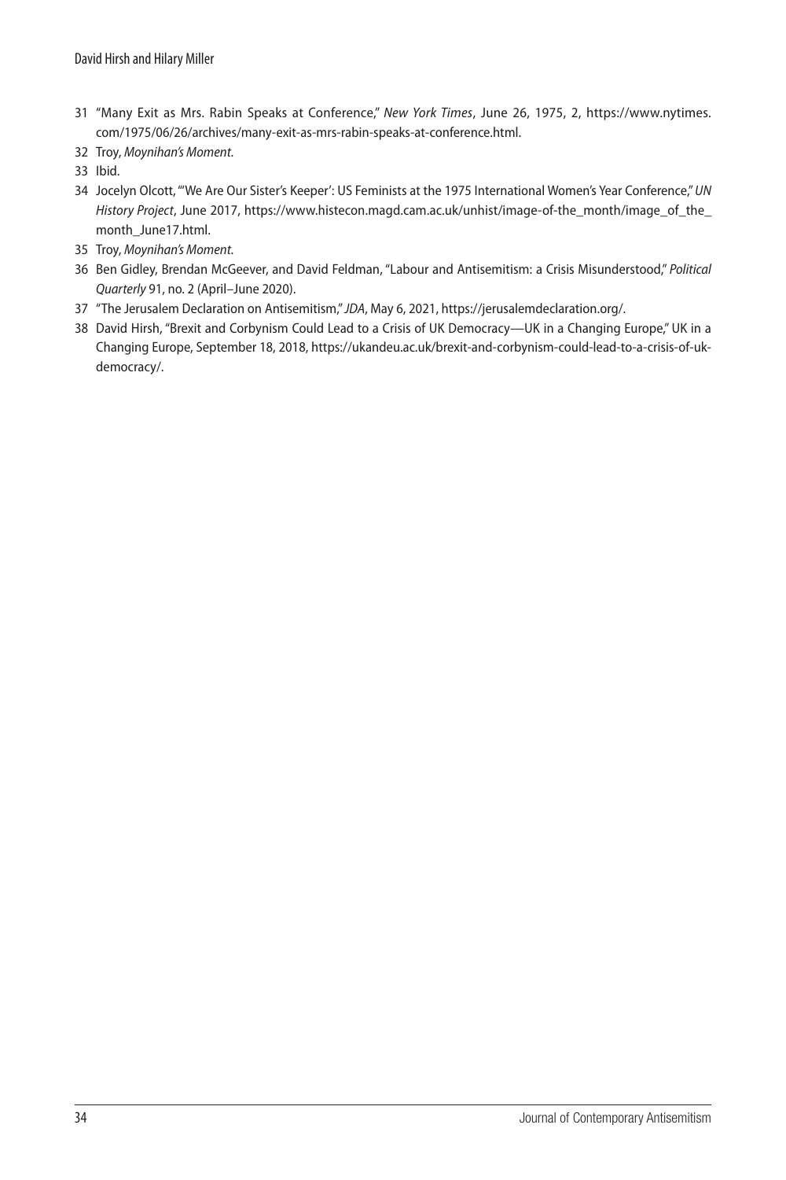31 "Many Exit as Mrs. Rabin Speaks at Conference," *New York Times*, June 26, 1975, 2, https://www.nytimes.com/1975/06/26/archives/many-exit-as-mrs-rabin-speaks-at-conference.html.

32 Troy, *Moynihan's Moment.*

33 Ibid.

34 Jocelyn Olcott, "'We Are Our Sister's Keeper': US Feminists at the 1975 International Women's Year Conference," *UN History Project*, June 2017, https://www.histecon.magd.cam.ac.uk/unhist/image-of-the_month/image_of_the_month_June17.html.

35 Troy, *Moynihan's Moment.*

36 Ben Gidley, Brendan McGeever, and David Feldman, "Labour and Antisemitism: a Crisis Misunderstood," *Political Quarterly* 91, no. 2 (April–June 2020).

37 "The Jerusalem Declaration on Antisemitism," *JDA*, May 6, 2021, https://jerusalemdeclaration.org/.

38 David Hirsh, "Brexit and Corbynism Could Lead to a Crisis of UK Democracy—UK in a Changing Europe," UK in a Changing Europe, September 18, 2018, https://ukandeu.ac.uk/brexit-and-corbynism-could-lead-to-a-crisis-of-uk-democracy/.